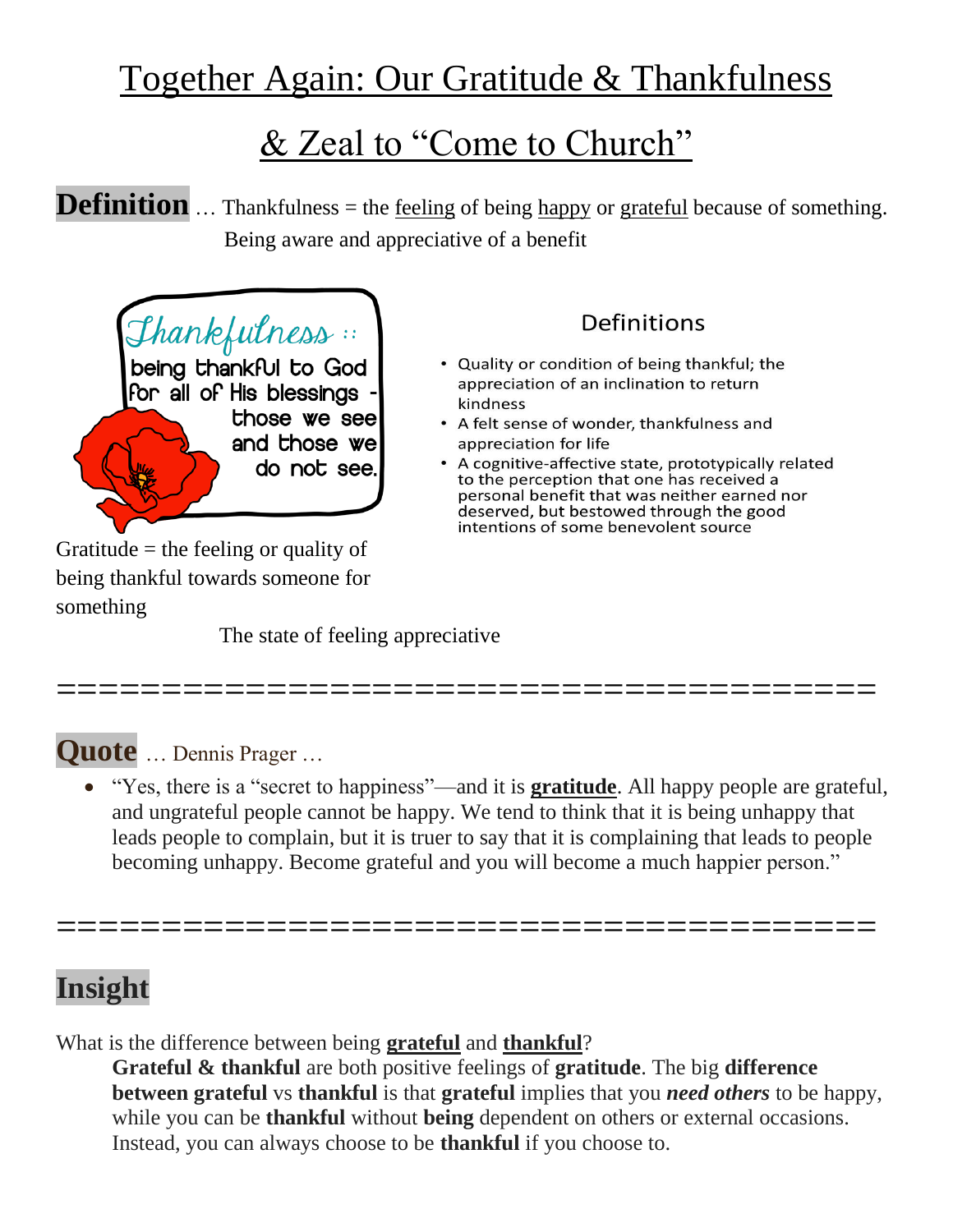# Together Again: Our Gratitude & Thankfulness & Zeal to "Come to Church"

**Definition** … Thankfulness = the feeling of being happy or grateful because of something.
Being aware and appreciative of a benefit

Thankfulness ::
being thankful to God for all of His blessings - those we see and those we do not see.

Gratitude = the feeling or quality of being thankful towards someone for something

The state of feeling appreciative

### Definitions

- Quality or condition of being thankful; the appreciation of an inclination to return kindness
- A felt sense of wonder, thankfulness and appreciation for life
- A cognitive-affective state, prototypically related to the perception that one has received a personal benefit that was neither earned nor deserved, but bestowed through the good intentions of some benevolent source

=======================================

**Quote** … Dennis Prager …

- "Yes, there is a "secret to happiness"—and it is **gratitude**. All happy people are grateful, and ungrateful people cannot be happy. We tend to think that it is being unhappy that leads people to complain, but it is truer to say that it is complaining that leads to people becoming unhappy. Become grateful and you will become a much happier person."

=======================================

## Insight

What is the difference between being **grateful** and **thankful**?

**Grateful & thankful** are both positive feelings of **gratitude**. The big **difference between grateful** vs **thankful** is that **grateful** implies that you ***need others*** to be happy, while you can be **thankful** without **being** dependent on others or external occasions. Instead, you can always choose to be **thankful** if you choose to.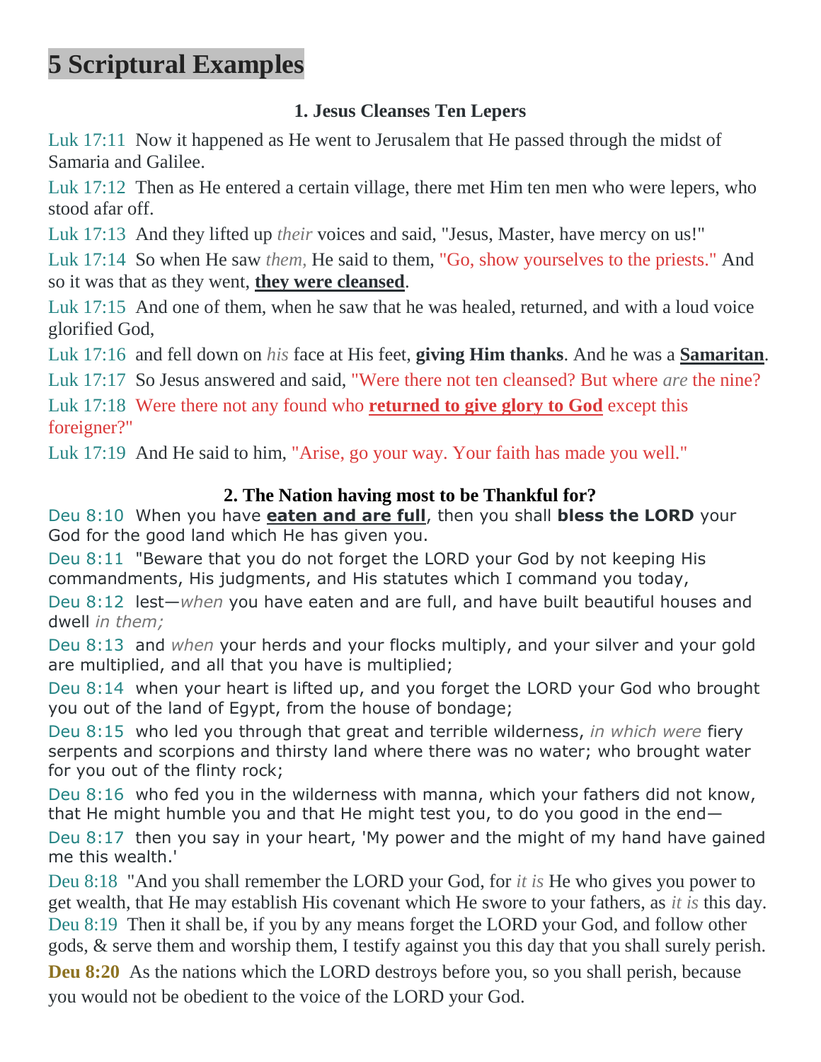# 5 Scriptural Examples

### 1. Jesus Cleanses Ten Lepers

Luk 17:11 Now it happened as He went to Jerusalem that He passed through the midst of Samaria and Galilee.

Luk 17:12 Then as He entered a certain village, there met Him ten men who were lepers, who stood afar off.

Luk 17:13 And they lifted up *their* voices and said, "Jesus, Master, have mercy on us!"

Luk 17:14 So when He saw *them,* He said to them, "Go, show yourselves to the priests." And so it was that as they went, **<u>they were cleansed</u>**.

Luk 17:15 And one of them, when he saw that he was healed, returned, and with a loud voice glorified God,

Luk 17:16 and fell down on *his* face at His feet, **giving Him thanks**. And he was a **<u>Samaritan</u>**.

Luk 17:17 So Jesus answered and said, "Were there not ten cleansed? But where *are* the nine?

Luk 17:18 Were there not any found who **<u>returned to give glory to God</u>** except this foreigner?"

Luk 17:19 And He said to him, "Arise, go your way. Your faith has made you well."

### 2. The Nation having most to be Thankful for?

Deu 8:10 When you have **<u>eaten and are full</u>**, then you shall **bless the LORD** your God for the good land which He has given you.

Deu 8:11 "Beware that you do not forget the LORD your God by not keeping His commandments, His judgments, and His statutes which I command you today,

Deu 8:12 lest—*when* you have eaten and are full, and have built beautiful houses and dwell *in them;*

Deu 8:13 and *when* your herds and your flocks multiply, and your silver and your gold are multiplied, and all that you have is multiplied;

Deu 8:14 when your heart is lifted up, and you forget the LORD your God who brought you out of the land of Egypt, from the house of bondage;

Deu 8:15 who led you through that great and terrible wilderness, *in which were* fiery serpents and scorpions and thirsty land where there was no water; who brought water for you out of the flinty rock;

Deu 8:16 who fed you in the wilderness with manna, which your fathers did not know, that He might humble you and that He might test you, to do you good in the end—

Deu 8:17 then you say in your heart, 'My power and the might of my hand have gained me this wealth.'

Deu 8:18 "And you shall remember the LORD your God, for *it is* He who gives you power to get wealth, that He may establish His covenant which He swore to your fathers, as *it is* this day.

Deu 8:19 Then it shall be, if you by any means forget the LORD your God, and follow other gods, & serve them and worship them, I testify against you this day that you shall surely perish.

**Deu 8:20** As the nations which the LORD destroys before you, so you shall perish, because you would not be obedient to the voice of the LORD your God.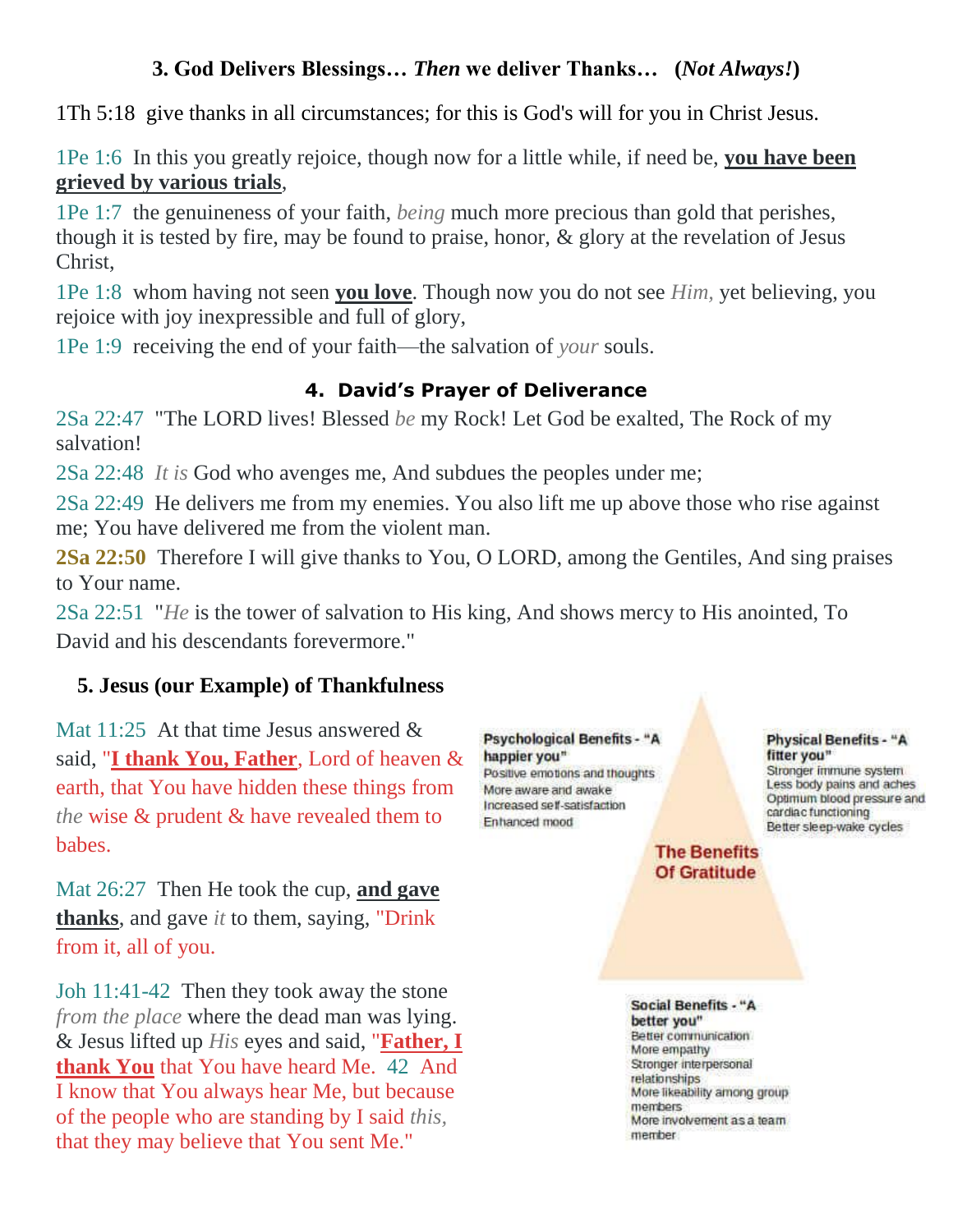### 3. God Delivers Blessings… *Then* we deliver Thanks… (*Not Always!*)

1Th 5:18 give thanks in all circumstances; for this is God's will for you in Christ Jesus.

1Pe 1:6 In this you greatly rejoice, though now for a little while, if need be, **you have been grieved by various trials**,

1Pe 1:7 the genuineness of your faith, *being* much more precious than gold that perishes, though it is tested by fire, may be found to praise, honor, & glory at the revelation of Jesus Christ,

1Pe 1:8 whom having not seen **you love**. Though now you do not see *Him,* yet believing, you rejoice with joy inexpressible and full of glory,

1Pe 1:9 receiving the end of your faith—the salvation of *your* souls.

### 4. David's Prayer of Deliverance

2Sa 22:47 "The LORD lives! Blessed *be* my Rock! Let God be exalted, The Rock of my salvation!

2Sa 22:48 *It is* God who avenges me, And subdues the peoples under me;

2Sa 22:49 He delivers me from my enemies. You also lift me up above those who rise against me; You have delivered me from the violent man.

**2Sa 22:50** Therefore I will give thanks to You, O LORD, among the Gentiles, And sing praises to Your name.

2Sa 22:51 "*He* is the tower of salvation to His king, And shows mercy to His anointed, To David and his descendants forevermore."

### 5. Jesus (our Example) of Thankfulness

Mat 11:25 At that time Jesus answered & said, "**I thank You, Father**, Lord of heaven & earth, that You have hidden these things from *the* wise & prudent & have revealed them to babes.

Mat 26:27 Then He took the cup, **and gave thanks**, and gave *it* to them, saying, "Drink from it, all of you.

Joh 11:41-42 Then they took away the stone *from the place* where the dead man was lying. & Jesus lifted up *His* eyes and said, "**Father, I thank You** that You have heard Me. 42 And I know that You always hear Me, but because of the people who are standing by I said *this,* that they may believe that You sent Me."

**The Benefits Of Gratitude**

**Psychological Benefits - "A happier you"**
- Positive emotions and thoughts
- More aware and awake
- Increased self-satisfaction
- Enhanced mood

**Physical Benefits - "A fitter you"**
- Stronger immune system
- Less body pains and aches
- Optimum blood pressure and cardiac functioning
- Better sleep-wake cycles

**Social Benefits - "A better you"**
- Better communication
- More empathy
- Stronger interpersonal relationships
- More likeability among group members
- More involvement as a team member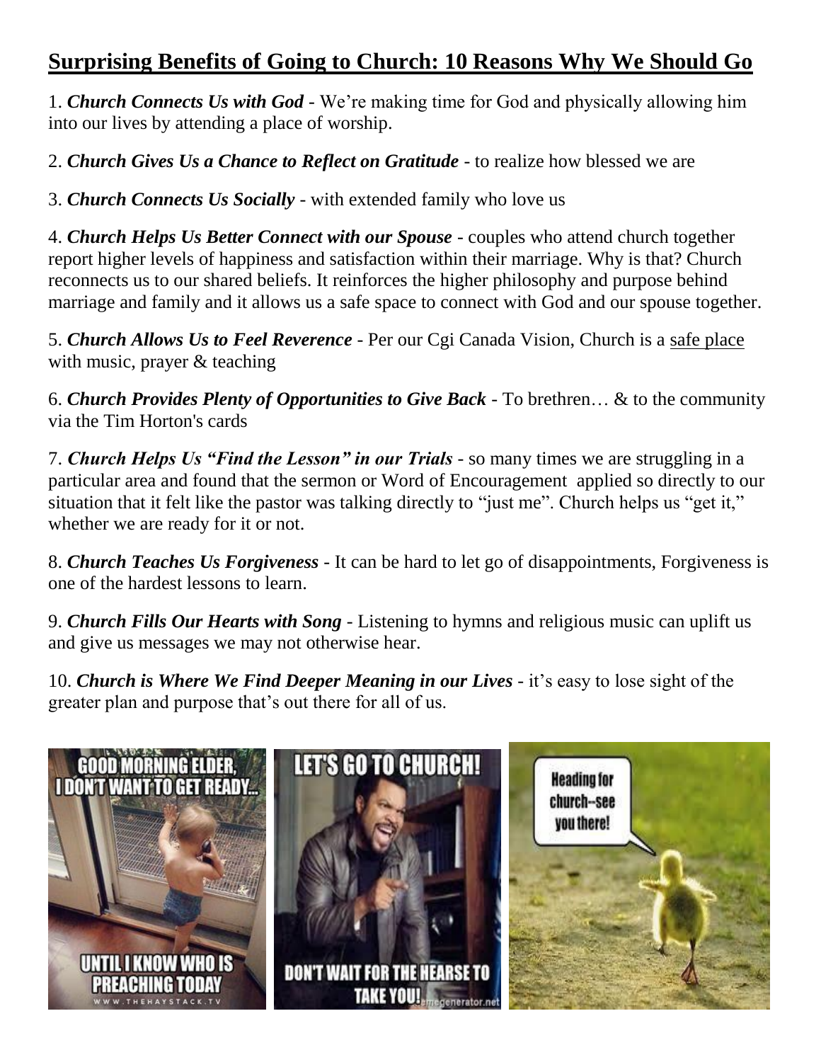# Surprising Benefits of Going to Church: 10 Reasons Why We Should Go

1. ***Church Connects Us with God*** - We're making time for God and physically allowing him into our lives by attending a place of worship.

2. ***Church Gives Us a Chance to Reflect on Gratitude*** - to realize how blessed we are

3. ***Church Connects Us Socially*** - with extended family who love us

4. ***Church Helps Us Better Connect with our Spouse*** - couples who attend church together report higher levels of happiness and satisfaction within their marriage. Why is that? Church reconnects us to our shared beliefs. It reinforces the higher philosophy and purpose behind marriage and family and it allows us a safe space to connect with God and our spouse together.

5. ***Church Allows Us to Feel Reverence*** - Per our Cgi Canada Vision, Church is a safe place with music, prayer & teaching

6. ***Church Provides Plenty of Opportunities to Give Back*** - To brethren… & to the community via the Tim Horton's cards

7. ***Church Helps Us "Find the Lesson" in our Trials*** - so many times we are struggling in a particular area and found that the sermon or Word of Encouragement applied so directly to our situation that it felt like the pastor was talking directly to "just me". Church helps us "get it," whether we are ready for it or not.

8. ***Church Teaches Us Forgiveness*** - It can be hard to let go of disappointments, Forgiveness is one of the hardest lessons to learn.

9. ***Church Fills Our Hearts with Song*** - Listening to hymns and religious music can uplift us and give us messages we may not otherwise hear.

10. ***Church is Where We Find Deeper Meaning in our Lives*** - it's easy to lose sight of the greater plan and purpose that's out there for all of us.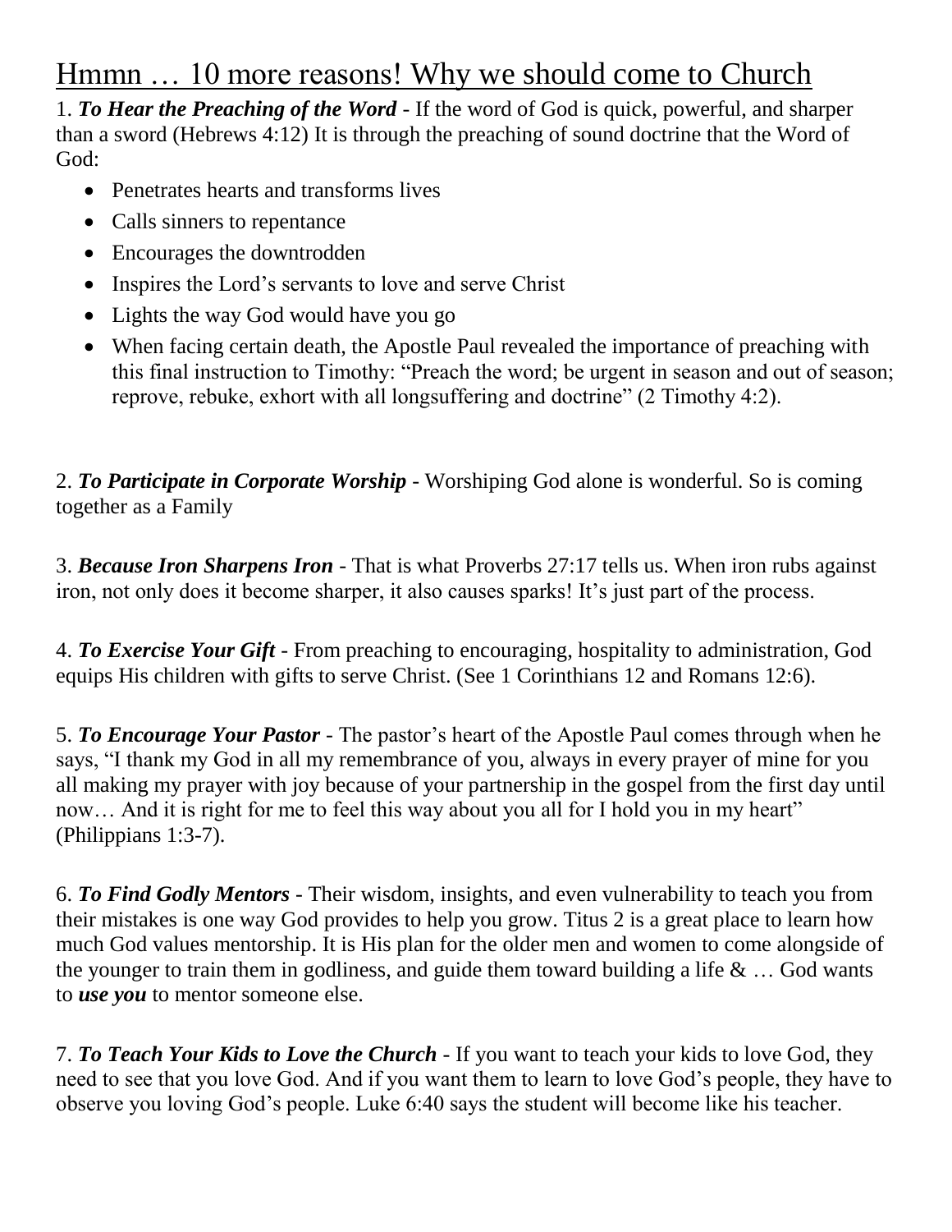# Hmmn … 10 more reasons! Why we should come to Church

1. ***To Hear the Preaching of the Word*** - If the word of God is quick, powerful, and sharper than a sword (Hebrews 4:12) It is through the preaching of sound doctrine that the Word of God:

- Penetrates hearts and transforms lives
- Calls sinners to repentance
- Encourages the downtrodden
- Inspires the Lord's servants to love and serve Christ
- Lights the way God would have you go
- When facing certain death, the Apostle Paul revealed the importance of preaching with this final instruction to Timothy: "Preach the word; be urgent in season and out of season; reprove, rebuke, exhort with all longsuffering and doctrine" (2 Timothy 4:2).

2. ***To Participate in Corporate Worship*** - Worshiping God alone is wonderful. So is coming together as a Family

3. ***Because Iron Sharpens Iron*** - That is what Proverbs 27:17 tells us. When iron rubs against iron, not only does it become sharper, it also causes sparks! It's just part of the process.

4. ***To Exercise Your Gift*** - From preaching to encouraging, hospitality to administration, God equips His children with gifts to serve Christ. (See 1 Corinthians 12 and Romans 12:6).

5. ***To Encourage Your Pastor*** - The pastor's heart of the Apostle Paul comes through when he says, "I thank my God in all my remembrance of you, always in every prayer of mine for you all making my prayer with joy because of your partnership in the gospel from the first day until now… And it is right for me to feel this way about you all for I hold you in my heart" (Philippians 1:3-7).

6. ***To Find Godly Mentors*** - Their wisdom, insights, and even vulnerability to teach you from their mistakes is one way God provides to help you grow. Titus 2 is a great place to learn how much God values mentorship. It is His plan for the older men and women to come alongside of the younger to train them in godliness, and guide them toward building a life & … God wants to ***use you*** to mentor someone else.

7. ***To Teach Your Kids to Love the Church*** - If you want to teach your kids to love God, they need to see that you love God. And if you want them to learn to love God's people, they have to observe you loving God's people. Luke 6:40 says the student will become like his teacher.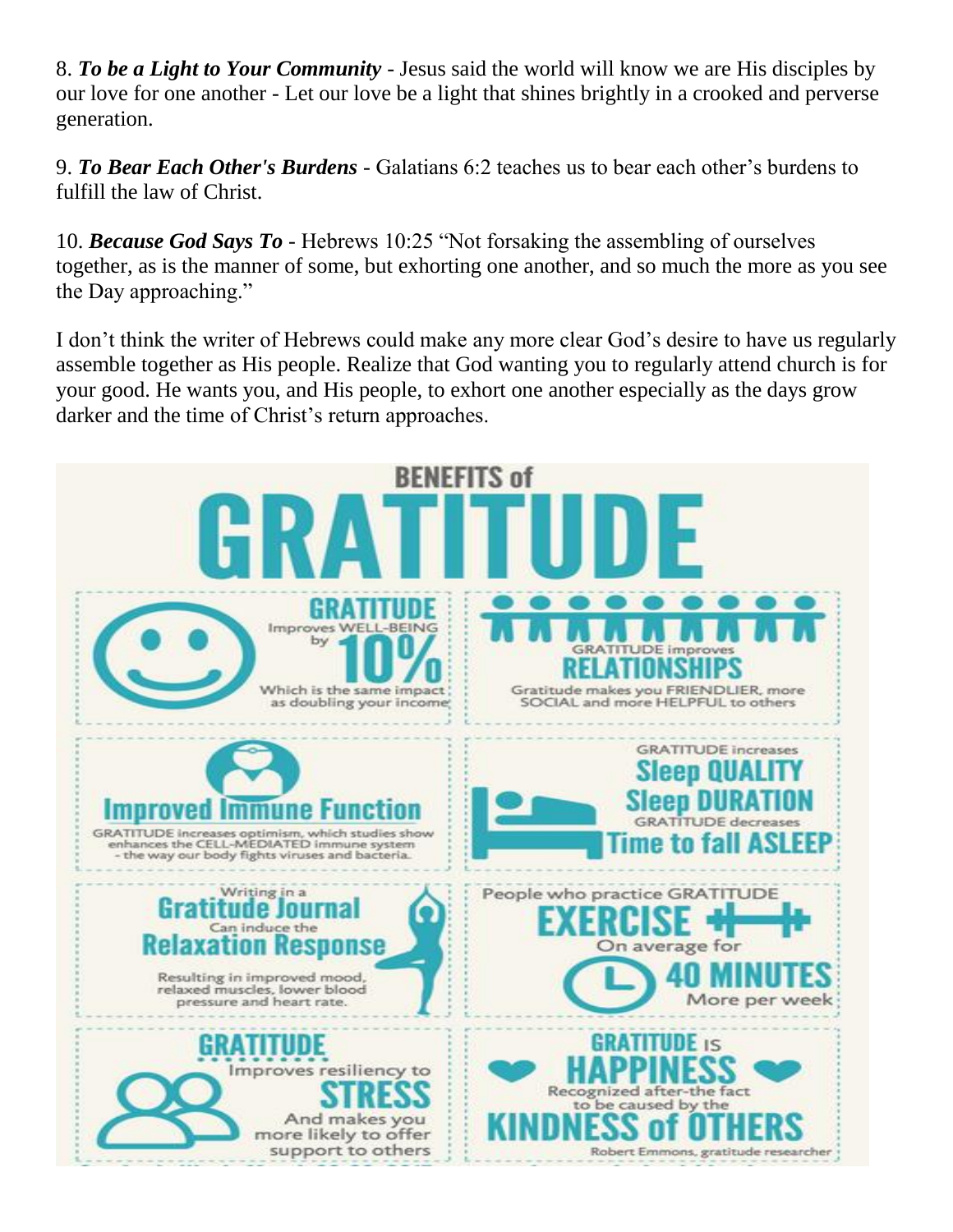8. ***To be a Light to Your Community*** - Jesus said the world will know we are His disciples by our love for one another - Let our love be a light that shines brightly in a crooked and perverse generation.

9. ***To Bear Each Other's Burdens*** - Galatians 6:2 teaches us to bear each other's burdens to fulfill the law of Christ.

10. ***Because God Says To*** - Hebrews 10:25 "Not forsaking the assembling of ourselves together, as is the manner of some, but exhorting one another, and so much the more as you see the Day approaching."

I don't think the writer of Hebrews could make any more clear God's desire to have us regularly assemble together as His people. Realize that God wanting you to regularly attend church is for your good. He wants you, and His people, to exhort one another especially as the days grow darker and the time of Christ's return approaches.

BENEFITS of GRATITUDE

GRATITUDE Improves WELL-BEING by 10% Which is the same impact as doubling your income

GRATITUDE improves RELATIONSHIPS Gratitude makes you FRIENDLIER, more SOCIAL and more HELPFUL to others

Improved Immune Function GRATITUDE increases optimism, which studies show enhances the CELL-MEDIATED immune system - the way our body fights viruses and bacteria.

GRATITUDE increases Sleep QUALITY Sleep DURATION GRATITUDE decreases Time to fall ASLEEP

Writing in a Gratitude Journal Can induce the Relaxation Response Resulting in improved mood, relaxed muscles, lower blood pressure and heart rate.

People who practice GRATITUDE EXERCISE On average for 40 MINUTES More per week

GRATITUDE Improves resiliency to STRESS And makes you more likely to offer support to others

GRATITUDE IS HAPPINESS Recognized after-the fact to be caused by the KINDNESS of OTHERS Robert Emmons, gratitude researcher